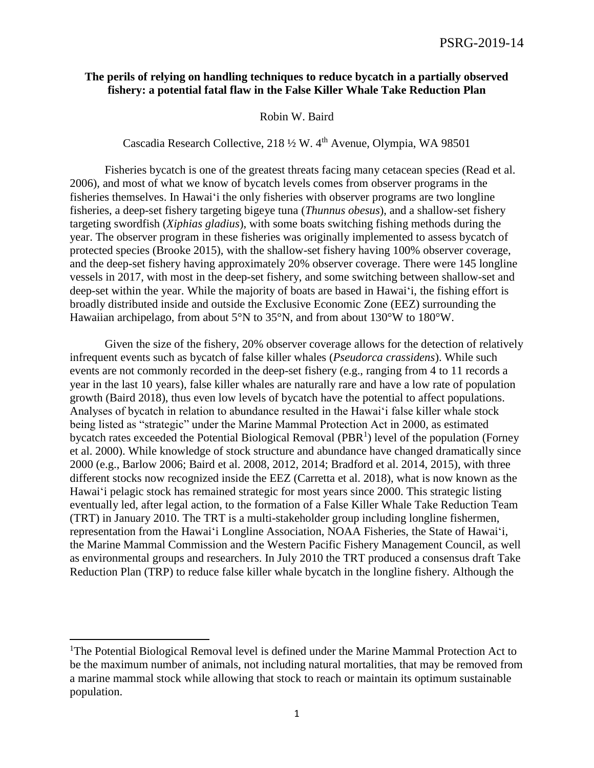PSRG-2019-14

**The perils of relying on handling techniques to reduce bycatch in a partially observed fishery: a potential fatal flaw in the False Killer Whale Take Reduction Plan**

Robin W. Baird

Cascadia Research Collective, 218 ½ W. 4th Avenue, Olympia, WA 98501

Fisheries bycatch is one of the greatest threats facing many cetacean species (Read et al. 2006), and most of what we know of bycatch levels comes from observer programs in the fisheries themselves. In Hawai‘i the only fisheries with observer programs are two longline fisheries, a deep-set fishery targeting bigeye tuna (*Thunnus obesus*), and a shallow-set fishery targeting swordfish (*Xiphias gladius*), with some boats switching fishing methods during the year. The observer program in these fisheries was originally implemented to assess bycatch of protected species (Brooke 2015), with the shallow-set fishery having 100% observer coverage, and the deep-set fishery having approximately 20% observer coverage. There were 145 longline vessels in 2017, with most in the deep-set fishery, and some switching between shallow-set and deep-set within the year. While the majority of boats are based in Hawai‘i, the fishing effort is broadly distributed inside and outside the Exclusive Economic Zone (EEZ) surrounding the Hawaiian archipelago, from about 5°N to 35°N, and from about 130°W to 180°W.

Given the size of the fishery, 20% observer coverage allows for the detection of relatively infrequent events such as bycatch of false killer whales (*Pseudorca crassidens*). While such events are not commonly recorded in the deep-set fishery (e.g., ranging from 4 to 11 records a year in the last 10 years), false killer whales are naturally rare and have a low rate of population growth (Baird 2018), thus even low levels of bycatch have the potential to affect populations. Analyses of bycatch in relation to abundance resulted in the Hawai‘i false killer whale stock being listed as "strategic" under the Marine Mammal Protection Act in 2000, as estimated bycatch rates exceeded the Potential Biological Removal (PBR[1]) level of the population (Forney et al. 2000). While knowledge of stock structure and abundance have changed dramatically since 2000 (e.g., Barlow 2006; Baird et al. 2008, 2012, 2014; Bradford et al. 2014, 2015), with three different stocks now recognized inside the EEZ (Carretta et al. 2018), what is now known as the Hawai‘i pelagic stock has remained strategic for most years since 2000. This strategic listing eventually led, after legal action, to the formation of a False Killer Whale Take Reduction Team (TRT) in January 2010. The TRT is a multi-stakeholder group including longline fishermen, representation from the Hawai‘i Longline Association, NOAA Fisheries, the State of Hawai‘i, the Marine Mammal Commission and the Western Pacific Fishery Management Council, as well as environmental groups and researchers. In July 2010 the TRT produced a consensus draft Take Reduction Plan (TRP) to reduce false killer whale bycatch in the longline fishery. Although the

[1]The Potential Biological Removal level is defined under the Marine Mammal Protection Act to be the maximum number of animals, not including natural mortalities, that may be removed from a marine mammal stock while allowing that stock to reach or maintain its optimum sustainable population.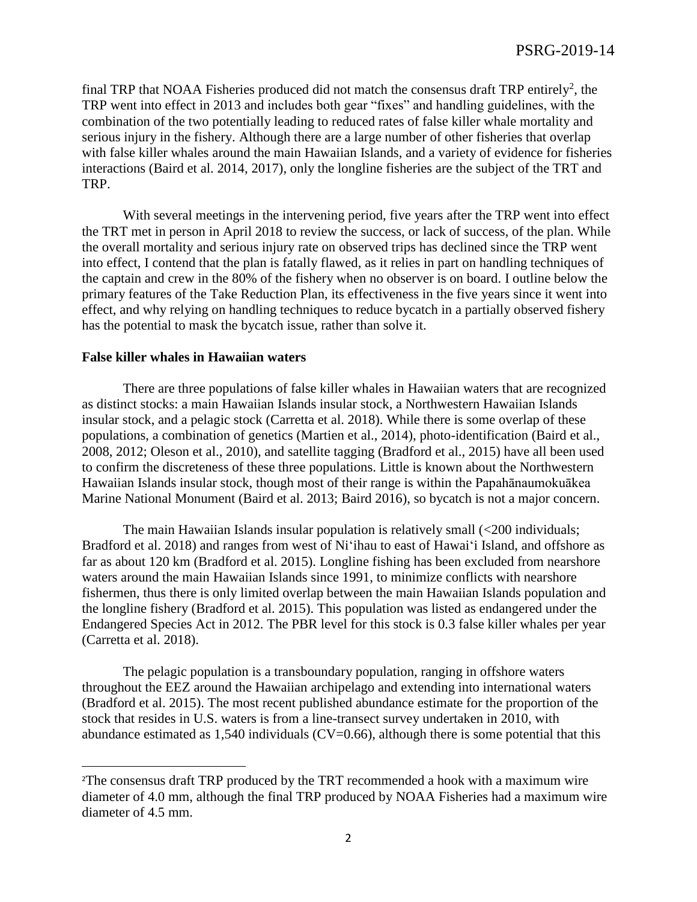final TRP that NOAA Fisheries produced did not match the consensus draft TRP entirely[2], the TRP went into effect in 2013 and includes both gear "fixes" and handling guidelines, with the combination of the two potentially leading to reduced rates of false killer whale mortality and serious injury in the fishery. Although there are a large number of other fisheries that overlap with false killer whales around the main Hawaiian Islands, and a variety of evidence for fisheries interactions (Baird et al. 2014, 2017), only the longline fisheries are the subject of the TRT and TRP.

With several meetings in the intervening period, five years after the TRP went into effect the TRT met in person in April 2018 to review the success, or lack of success, of the plan. While the overall mortality and serious injury rate on observed trips has declined since the TRP went into effect, I contend that the plan is fatally flawed, as it relies in part on handling techniques of the captain and crew in the 80% of the fishery when no observer is on board. I outline below the primary features of the Take Reduction Plan, its effectiveness in the five years since it went into effect, and why relying on handling techniques to reduce bycatch in a partially observed fishery has the potential to mask the bycatch issue, rather than solve it.

**False killer whales in Hawaiian waters**

There are three populations of false killer whales in Hawaiian waters that are recognized as distinct stocks: a main Hawaiian Islands insular stock, a Northwestern Hawaiian Islands insular stock, and a pelagic stock (Carretta et al. 2018). While there is some overlap of these populations, a combination of genetics (Martien et al., 2014), photo-identification (Baird et al., 2008, 2012; Oleson et al., 2010), and satellite tagging (Bradford et al., 2015) have all been used to confirm the discreteness of these three populations. Little is known about the Northwestern Hawaiian Islands insular stock, though most of their range is within the Papahānaumokuākea Marine National Monument (Baird et al. 2013; Baird 2016), so bycatch is not a major concern.

The main Hawaiian Islands insular population is relatively small (<200 individuals; Bradford et al. 2018) and ranges from west of Niʻihau to east of Hawaiʻi Island, and offshore as far as about 120 km (Bradford et al. 2015). Longline fishing has been excluded from nearshore waters around the main Hawaiian Islands since 1991, to minimize conflicts with nearshore fishermen, thus there is only limited overlap between the main Hawaiian Islands population and the longline fishery (Bradford et al. 2015). This population was listed as endangered under the Endangered Species Act in 2012. The PBR level for this stock is 0.3 false killer whales per year (Carretta et al. 2018).

The pelagic population is a transboundary population, ranging in offshore waters throughout the EEZ around the Hawaiian archipelago and extending into international waters (Bradford et al. 2015). The most recent published abundance estimate for the proportion of the stock that resides in U.S. waters is from a line-transect survey undertaken in 2010, with abundance estimated as 1,540 individuals (CV=0.66), although there is some potential that this

---

[2] The consensus draft TRP produced by the TRT recommended a hook with a maximum wire diameter of 4.0 mm, although the final TRP produced by NOAA Fisheries had a maximum wire diameter of 4.5 mm.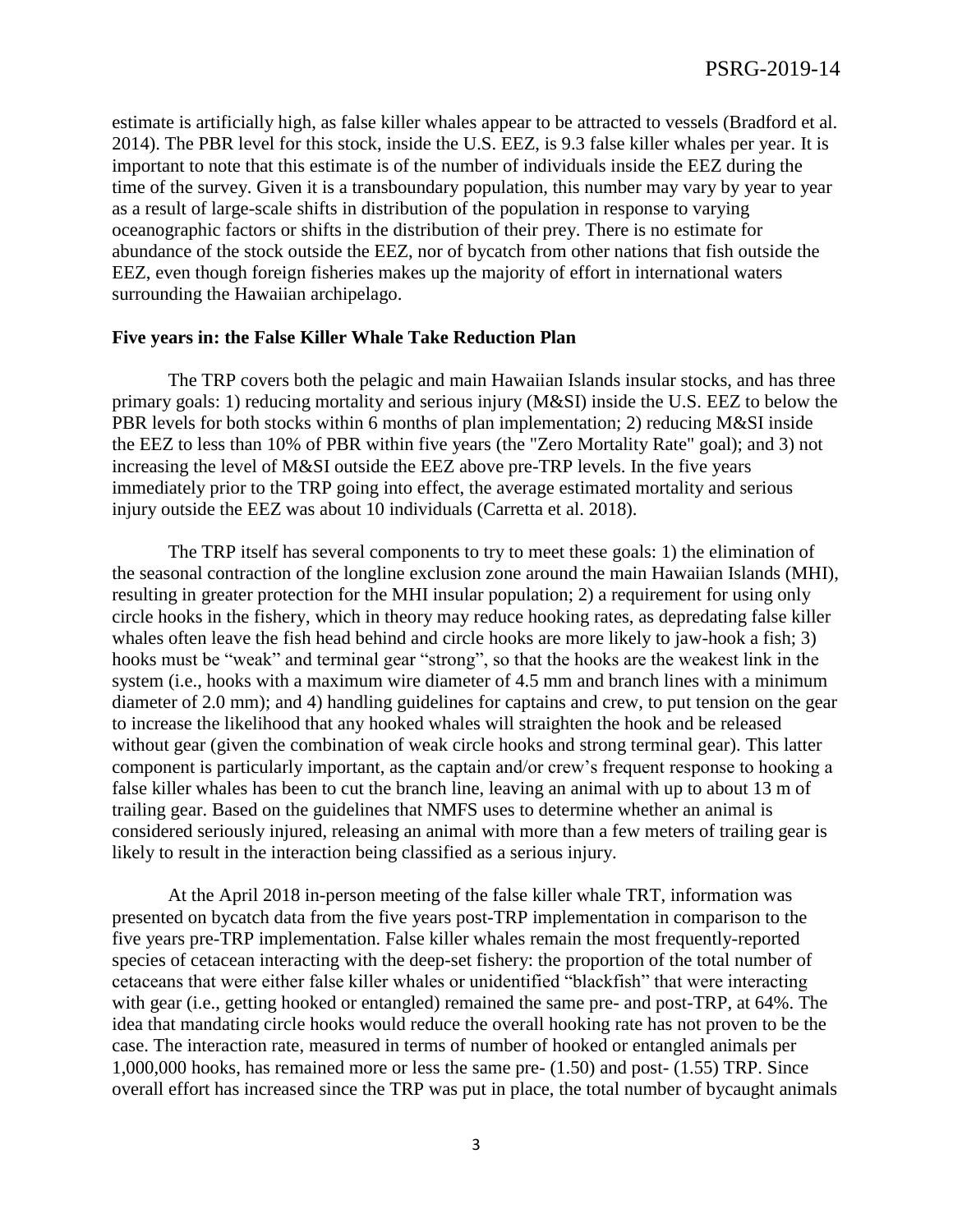estimate is artificially high, as false killer whales appear to be attracted to vessels (Bradford et al. 2014). The PBR level for this stock, inside the U.S. EEZ, is 9.3 false killer whales per year. It is important to note that this estimate is of the number of individuals inside the EEZ during the time of the survey. Given it is a transboundary population, this number may vary by year to year as a result of large-scale shifts in distribution of the population in response to varying oceanographic factors or shifts in the distribution of their prey. There is no estimate for abundance of the stock outside the EEZ, nor of bycatch from other nations that fish outside the EEZ, even though foreign fisheries makes up the majority of effort in international waters surrounding the Hawaiian archipelago.

**Five years in: the False Killer Whale Take Reduction Plan**

The TRP covers both the pelagic and main Hawaiian Islands insular stocks, and has three primary goals: 1) reducing mortality and serious injury (M&SI) inside the U.S. EEZ to below the PBR levels for both stocks within 6 months of plan implementation; 2) reducing M&SI inside the EEZ to less than 10% of PBR within five years (the "Zero Mortality Rate" goal); and 3) not increasing the level of M&SI outside the EEZ above pre-TRP levels. In the five years immediately prior to the TRP going into effect, the average estimated mortality and serious injury outside the EEZ was about 10 individuals (Carretta et al. 2018).

The TRP itself has several components to try to meet these goals: 1) the elimination of the seasonal contraction of the longline exclusion zone around the main Hawaiian Islands (MHI), resulting in greater protection for the MHI insular population; 2) a requirement for using only circle hooks in the fishery, which in theory may reduce hooking rates, as depredating false killer whales often leave the fish head behind and circle hooks are more likely to jaw-hook a fish; 3) hooks must be "weak" and terminal gear "strong", so that the hooks are the weakest link in the system (i.e., hooks with a maximum wire diameter of 4.5 mm and branch lines with a minimum diameter of 2.0 mm); and 4) handling guidelines for captains and crew, to put tension on the gear to increase the likelihood that any hooked whales will straighten the hook and be released without gear (given the combination of weak circle hooks and strong terminal gear). This latter component is particularly important, as the captain and/or crew's frequent response to hooking a false killer whales has been to cut the branch line, leaving an animal with up to about 13 m of trailing gear. Based on the guidelines that NMFS uses to determine whether an animal is considered seriously injured, releasing an animal with more than a few meters of trailing gear is likely to result in the interaction being classified as a serious injury.

At the April 2018 in-person meeting of the false killer whale TRT, information was presented on bycatch data from the five years post-TRP implementation in comparison to the five years pre-TRP implementation. False killer whales remain the most frequently-reported species of cetacean interacting with the deep-set fishery: the proportion of the total number of cetaceans that were either false killer whales or unidentified "blackfish" that were interacting with gear (i.e., getting hooked or entangled) remained the same pre- and post-TRP, at 64%. The idea that mandating circle hooks would reduce the overall hooking rate has not proven to be the case. The interaction rate, measured in terms of number of hooked or entangled animals per 1,000,000 hooks, has remained more or less the same pre- (1.50) and post- (1.55) TRP. Since overall effort has increased since the TRP was put in place, the total number of bycaught animals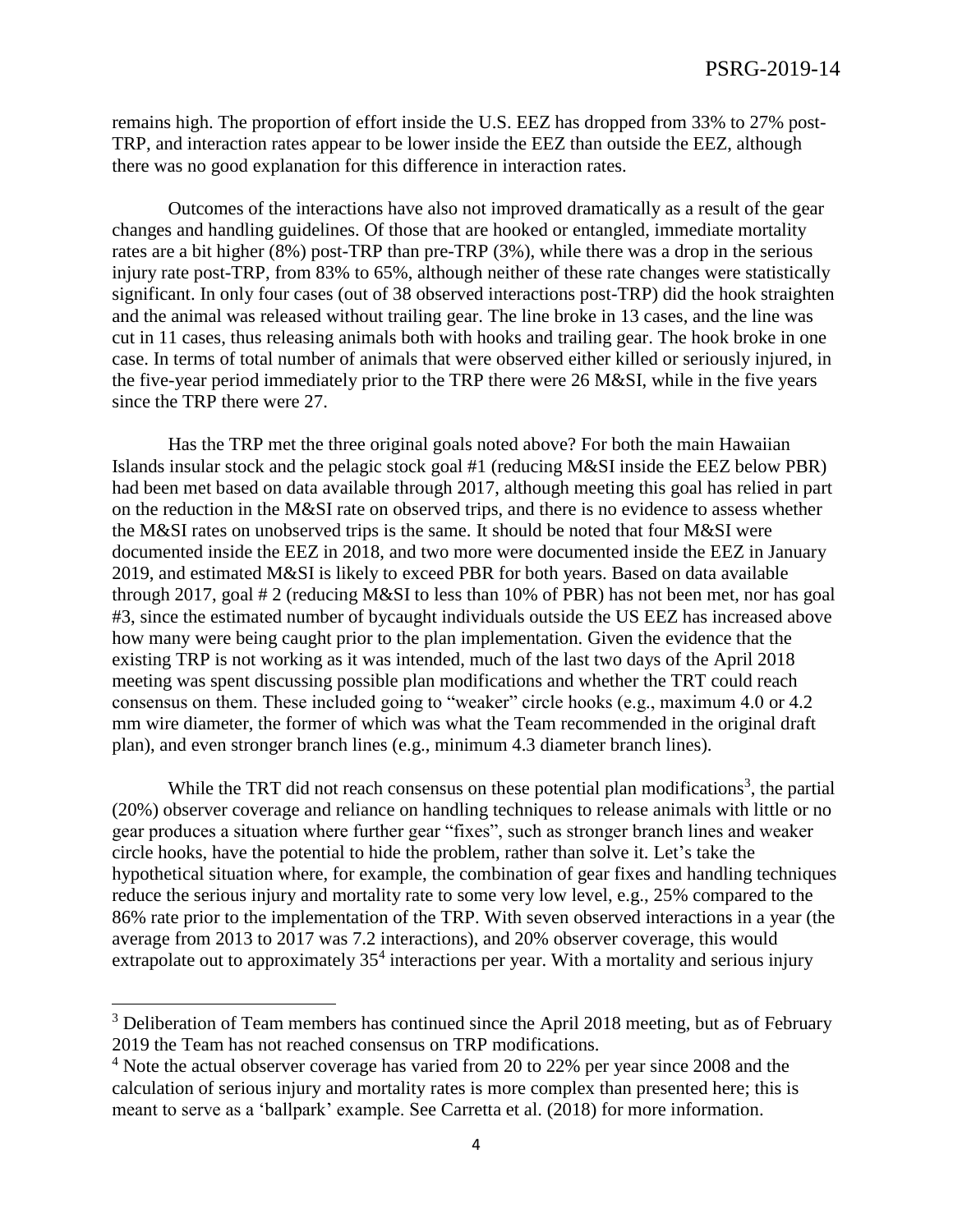remains high. The proportion of effort inside the U.S. EEZ has dropped from 33% to 27% post-TRP, and interaction rates appear to be lower inside the EEZ than outside the EEZ, although there was no good explanation for this difference in interaction rates.

Outcomes of the interactions have also not improved dramatically as a result of the gear changes and handling guidelines. Of those that are hooked or entangled, immediate mortality rates are a bit higher (8%) post-TRP than pre-TRP (3%), while there was a drop in the serious injury rate post-TRP, from 83% to 65%, although neither of these rate changes were statistically significant. In only four cases (out of 38 observed interactions post-TRP) did the hook straighten and the animal was released without trailing gear. The line broke in 13 cases, and the line was cut in 11 cases, thus releasing animals both with hooks and trailing gear. The hook broke in one case. In terms of total number of animals that were observed either killed or seriously injured, in the five-year period immediately prior to the TRP there were 26 M&SI, while in the five years since the TRP there were 27.

Has the TRP met the three original goals noted above? For both the main Hawaiian Islands insular stock and the pelagic stock goal #1 (reducing M&SI inside the EEZ below PBR) had been met based on data available through 2017, although meeting this goal has relied in part on the reduction in the M&SI rate on observed trips, and there is no evidence to assess whether the M&SI rates on unobserved trips is the same. It should be noted that four M&SI were documented inside the EEZ in 2018, and two more were documented inside the EEZ in January 2019, and estimated M&SI is likely to exceed PBR for both years. Based on data available through 2017, goal # 2 (reducing M&SI to less than 10% of PBR) has not been met, nor has goal #3, since the estimated number of bycaught individuals outside the US EEZ has increased above how many were being caught prior to the plan implementation. Given the evidence that the existing TRP is not working as it was intended, much of the last two days of the April 2018 meeting was spent discussing possible plan modifications and whether the TRT could reach consensus on them. These included going to "weaker" circle hooks (e.g., maximum 4.0 or 4.2 mm wire diameter, the former of which was what the Team recommended in the original draft plan), and even stronger branch lines (e.g., minimum 4.3 diameter branch lines).

While the TRT did not reach consensus on these potential plan modifications[3], the partial (20%) observer coverage and reliance on handling techniques to release animals with little or no gear produces a situation where further gear "fixes", such as stronger branch lines and weaker circle hooks, have the potential to hide the problem, rather than solve it. Let's take the hypothetical situation where, for example, the combination of gear fixes and handling techniques reduce the serious injury and mortality rate to some very low level, e.g., 25% compared to the 86% rate prior to the implementation of the TRP. With seven observed interactions in a year (the average from 2013 to 2017 was 7.2 interactions), and 20% observer coverage, this would extrapolate out to approximately 35[4] interactions per year. With a mortality and serious injury

[3] Deliberation of Team members has continued since the April 2018 meeting, but as of February 2019 the Team has not reached consensus on TRP modifications.

[4] Note the actual observer coverage has varied from 20 to 22% per year since 2008 and the calculation of serious injury and mortality rates is more complex than presented here; this is meant to serve as a 'ballpark' example. See Carretta et al. (2018) for more information.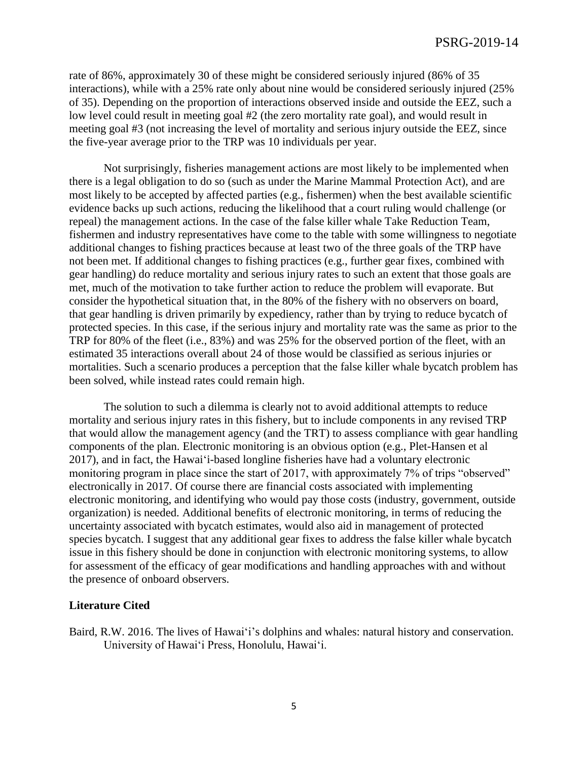rate of 86%, approximately 30 of these might be considered seriously injured (86% of 35 interactions), while with a 25% rate only about nine would be considered seriously injured (25% of 35). Depending on the proportion of interactions observed inside and outside the EEZ, such a low level could result in meeting goal #2 (the zero mortality rate goal), and would result in meeting goal #3 (not increasing the level of mortality and serious injury outside the EEZ, since the five-year average prior to the TRP was 10 individuals per year.

Not surprisingly, fisheries management actions are most likely to be implemented when there is a legal obligation to do so (such as under the Marine Mammal Protection Act), and are most likely to be accepted by affected parties (e.g., fishermen) when the best available scientific evidence backs up such actions, reducing the likelihood that a court ruling would challenge (or repeal) the management actions. In the case of the false killer whale Take Reduction Team, fishermen and industry representatives have come to the table with some willingness to negotiate additional changes to fishing practices because at least two of the three goals of the TRP have not been met. If additional changes to fishing practices (e.g., further gear fixes, combined with gear handling) do reduce mortality and serious injury rates to such an extent that those goals are met, much of the motivation to take further action to reduce the problem will evaporate. But consider the hypothetical situation that, in the 80% of the fishery with no observers on board, that gear handling is driven primarily by expediency, rather than by trying to reduce bycatch of protected species. In this case, if the serious injury and mortality rate was the same as prior to the TRP for 80% of the fleet (i.e., 83%) and was 25% for the observed portion of the fleet, with an estimated 35 interactions overall about 24 of those would be classified as serious injuries or mortalities. Such a scenario produces a perception that the false killer whale bycatch problem has been solved, while instead rates could remain high.

The solution to such a dilemma is clearly not to avoid additional attempts to reduce mortality and serious injury rates in this fishery, but to include components in any revised TRP that would allow the management agency (and the TRT) to assess compliance with gear handling components of the plan. Electronic monitoring is an obvious option (e.g., Plet-Hansen et al 2017), and in fact, the Hawai'i-based longline fisheries have had a voluntary electronic monitoring program in place since the start of 2017, with approximately 7% of trips "observed" electronically in 2017. Of course there are financial costs associated with implementing electronic monitoring, and identifying who would pay those costs (industry, government, outside organization) is needed. Additional benefits of electronic monitoring, in terms of reducing the uncertainty associated with bycatch estimates, would also aid in management of protected species bycatch. I suggest that any additional gear fixes to address the false killer whale bycatch issue in this fishery should be done in conjunction with electronic monitoring systems, to allow for assessment of the efficacy of gear modifications and handling approaches with and without the presence of onboard observers.

## Literature Cited

Baird, R.W. 2016. The lives of Hawai'i's dolphins and whales: natural history and conservation. University of Hawai'i Press, Honolulu, Hawai'i.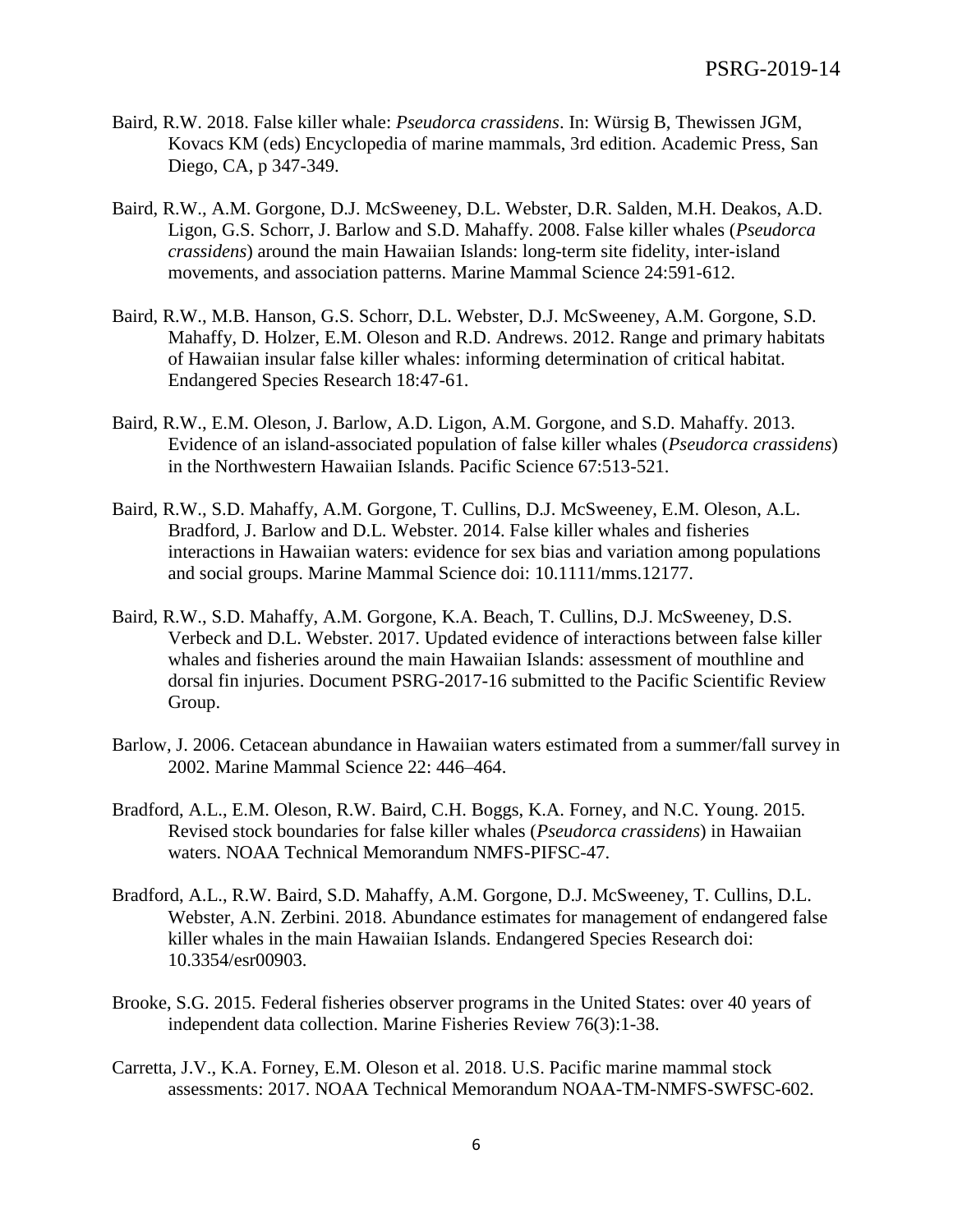Baird, R.W. 2018. False killer whale: *Pseudorca crassidens*. In: Würsig B, Thewissen JGM, Kovacs KM (eds) Encyclopedia of marine mammals, 3rd edition. Academic Press, San Diego, CA, p 347-349.

Baird, R.W., A.M. Gorgone, D.J. McSweeney, D.L. Webster, D.R. Salden, M.H. Deakos, A.D. Ligon, G.S. Schorr, J. Barlow and S.D. Mahaffy. 2008. False killer whales (*Pseudorca crassidens*) around the main Hawaiian Islands: long-term site fidelity, inter-island movements, and association patterns. Marine Mammal Science 24:591-612.

Baird, R.W., M.B. Hanson, G.S. Schorr, D.L. Webster, D.J. McSweeney, A.M. Gorgone, S.D. Mahaffy, D. Holzer, E.M. Oleson and R.D. Andrews. 2012. Range and primary habitats of Hawaiian insular false killer whales: informing determination of critical habitat. Endangered Species Research 18:47-61.

Baird, R.W., E.M. Oleson, J. Barlow, A.D. Ligon, A.M. Gorgone, and S.D. Mahaffy. 2013. Evidence of an island-associated population of false killer whales (*Pseudorca crassidens*) in the Northwestern Hawaiian Islands. Pacific Science 67:513-521.

Baird, R.W., S.D. Mahaffy, A.M. Gorgone, T. Cullins, D.J. McSweeney, E.M. Oleson, A.L. Bradford, J. Barlow and D.L. Webster. 2014. False killer whales and fisheries interactions in Hawaiian waters: evidence for sex bias and variation among populations and social groups. Marine Mammal Science doi: 10.1111/mms.12177.

Baird, R.W., S.D. Mahaffy, A.M. Gorgone, K.A. Beach, T. Cullins, D.J. McSweeney, D.S. Verbeck and D.L. Webster. 2017. Updated evidence of interactions between false killer whales and fisheries around the main Hawaiian Islands: assessment of mouthline and dorsal fin injuries. Document PSRG-2017-16 submitted to the Pacific Scientific Review Group.

Barlow, J. 2006. Cetacean abundance in Hawaiian waters estimated from a summer/fall survey in 2002. Marine Mammal Science 22: 446–464.

Bradford, A.L., E.M. Oleson, R.W. Baird, C.H. Boggs, K.A. Forney, and N.C. Young. 2015. Revised stock boundaries for false killer whales (*Pseudorca crassidens*) in Hawaiian waters. NOAA Technical Memorandum NMFS-PIFSC-47.

Bradford, A.L., R.W. Baird, S.D. Mahaffy, A.M. Gorgone, D.J. McSweeney, T. Cullins, D.L. Webster, A.N. Zerbini. 2018. Abundance estimates for management of endangered false killer whales in the main Hawaiian Islands. Endangered Species Research doi: 10.3354/esr00903.

Brooke, S.G. 2015. Federal fisheries observer programs in the United States: over 40 years of independent data collection. Marine Fisheries Review 76(3):1-38.

Carretta, J.V., K.A. Forney, E.M. Oleson et al. 2018. U.S. Pacific marine mammal stock assessments: 2017. NOAA Technical Memorandum NOAA-TM-NMFS-SWFSC-602.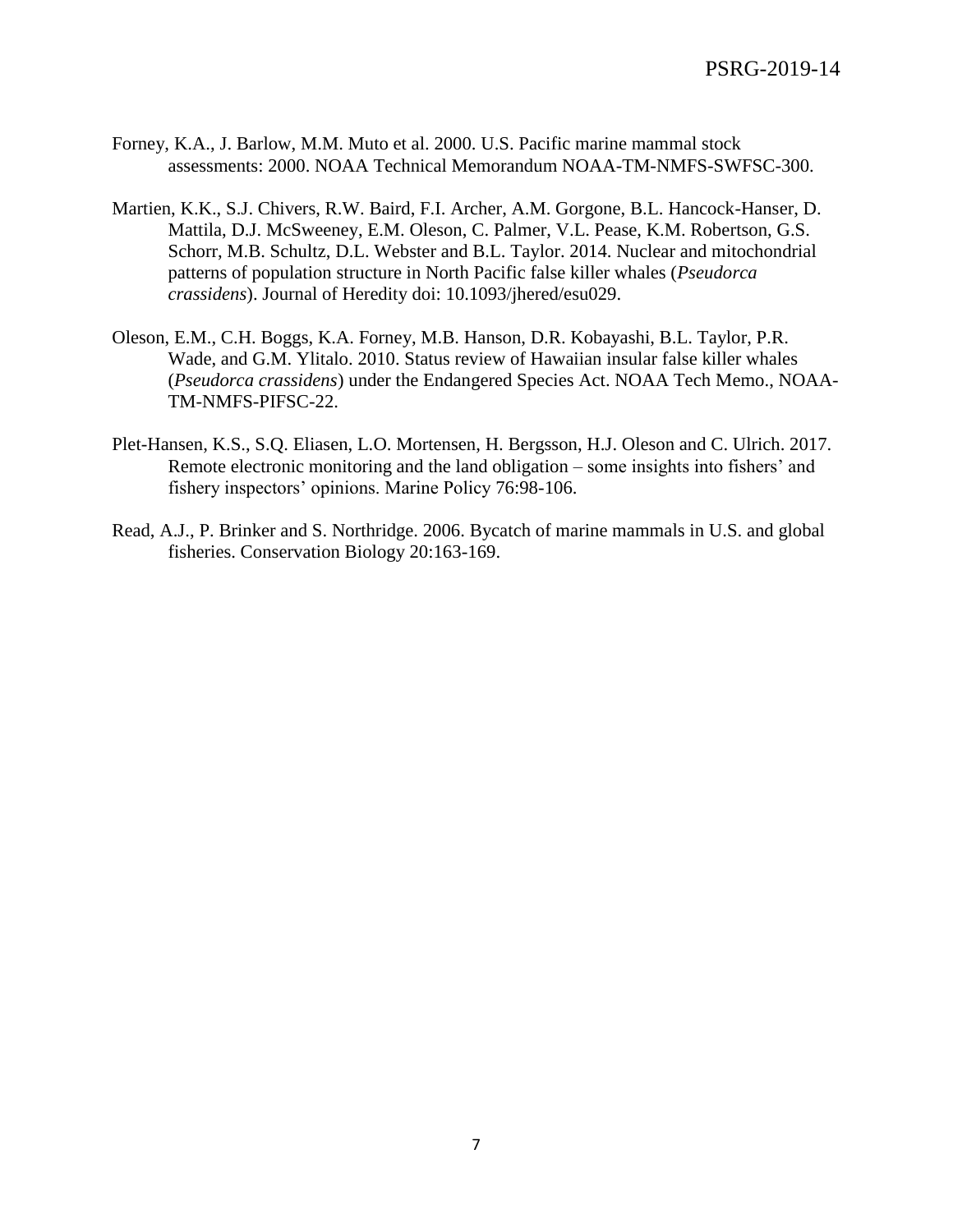Forney, K.A., J. Barlow, M.M. Muto et al. 2000. U.S. Pacific marine mammal stock assessments: 2000. NOAA Technical Memorandum NOAA-TM-NMFS-SWFSC-300.

Martien, K.K., S.J. Chivers, R.W. Baird, F.I. Archer, A.M. Gorgone, B.L. Hancock-Hanser, D. Mattila, D.J. McSweeney, E.M. Oleson, C. Palmer, V.L. Pease, K.M. Robertson, G.S. Schorr, M.B. Schultz, D.L. Webster and B.L. Taylor. 2014. Nuclear and mitochondrial patterns of population structure in North Pacific false killer whales (*Pseudorca crassidens*). Journal of Heredity doi: 10.1093/jhered/esu029.

Oleson, E.M., C.H. Boggs, K.A. Forney, M.B. Hanson, D.R. Kobayashi, B.L. Taylor, P.R. Wade, and G.M. Ylitalo. 2010. Status review of Hawaiian insular false killer whales (*Pseudorca crassidens*) under the Endangered Species Act. NOAA Tech Memo., NOAA-TM-NMFS-PIFSC-22.

Plet-Hansen, K.S., S.Q. Eliasen, L.O. Mortensen, H. Bergsson, H.J. Oleson and C. Ulrich. 2017. Remote electronic monitoring and the land obligation – some insights into fishers' and fishery inspectors' opinions. Marine Policy 76:98-106.

Read, A.J., P. Brinker and S. Northridge. 2006. Bycatch of marine mammals in U.S. and global fisheries. Conservation Biology 20:163-169.